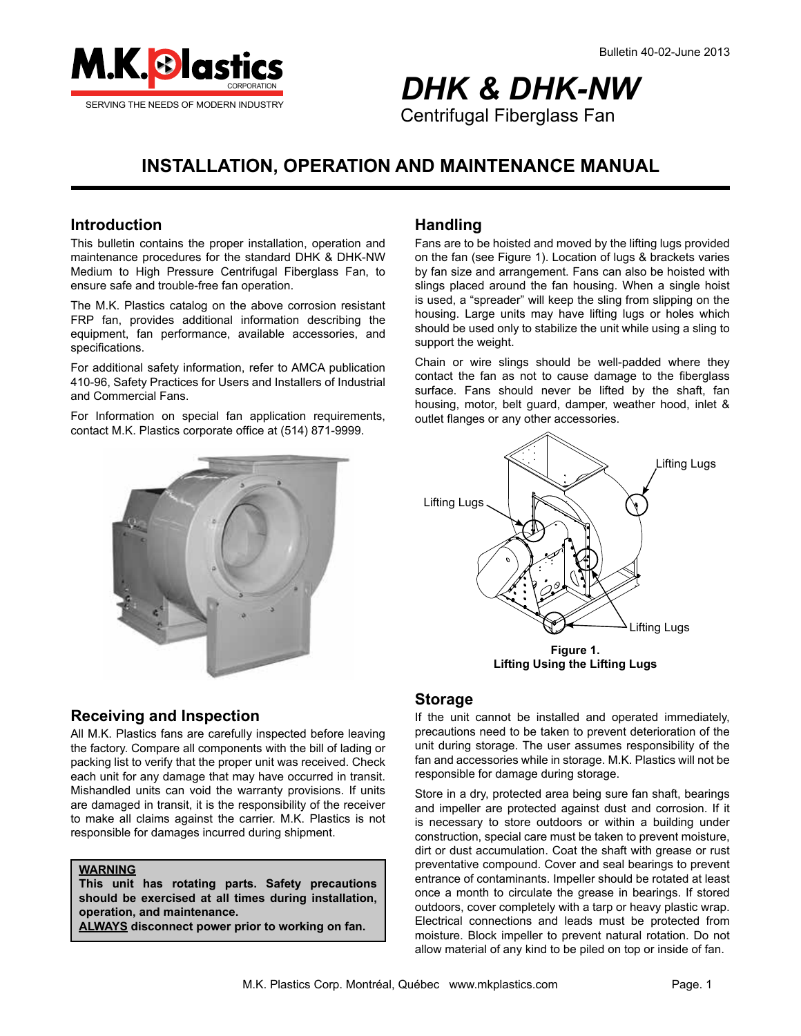M.K. Plastics CORPORATION

SERVING THE NEEDS OF MODERN INDUSTRY

Bulletin 40-02-June 2013

# *DHK & DHK-NW*

Centrifugal Fiberglass Fan

## INSTALLATION, OPERATION AND MAINTENANCE MANUAL

## Introduction

This bulletin contains the proper installation, operation and maintenance procedures for the standard DHK & DHK-NW Medium to High Pressure Centrifugal Fiberglass Fan, to ensure safe and trouble-free fan operation.

The M.K. Plastics catalog on the above corrosion resistant FRP fan, provides additional information describing the equipment, fan performance, available accessories, and specifications.

For additional safety information, refer to AMCA publication 410-96, Safety Practices for Users and Installers of Industrial and Commercial Fans.

For Information on special fan application requirements, contact M.K. Plastics corporate office at (514) 871-9999.

## Receiving and Inspection

All M.K. Plastics fans are carefully inspected before leaving the factory. Compare all components with the bill of lading or packing list to verify that the proper unit was received. Check each unit for any damage that may have occurred in transit. Mishandled units can void the warranty provisions. If units are damaged in transit, it is the responsibility of the receiver to make all claims against the carrier. M.K. Plastics is not responsible for damages incurred during shipment.

> **WARNING**
> **This unit has rotating parts. Safety precautions should be exercised at all times during installation, operation, and maintenance.**
> **ALWAYS disconnect power prior to working on fan.**

## Handling

Fans are to be hoisted and moved by the lifting lugs provided on the fan (see Figure 1). Location of lugs & brackets varies by fan size and arrangement. Fans can also be hoisted with slings placed around the fan housing. When a single hoist is used, a "spreader" will keep the sling from slipping on the housing. Large units may have lifting lugs or holes which should be used only to stabilize the unit while using a sling to support the weight.

Chain or wire slings should be well-padded where they contact the fan as not to cause damage to the fiberglass surface. Fans should never be lifted by the shaft, fan housing, motor, belt guard, damper, weather hood, inlet & outlet flanges or any other accessories.

Lifting Lugs

Lifting Lugs

Lifting Lugs

**Figure 1.**
**Lifting Using the Lifting Lugs**

## Storage

If the unit cannot be installed and operated immediately, precautions need to be taken to prevent deterioration of the unit during storage. The user assumes responsibility of the fan and accessories while in storage. M.K. Plastics will not be responsible for damage during storage.

Store in a dry, protected area being sure fan shaft, bearings and impeller are protected against dust and corrosion. If it is necessary to store outdoors or within a building under construction, special care must be taken to prevent moisture, dirt or dust accumulation. Coat the shaft with grease or rust preventative compound. Cover and seal bearings to prevent entrance of contaminants. Impeller should be rotated at least once a month to circulate the grease in bearings. If stored outdoors, cover completely with a tarp or heavy plastic wrap. Electrical connections and leads must be protected from moisture. Block impeller to prevent natural rotation. Do not allow material of any kind to be piled on top or inside of fan.

M.K. Plastics Corp. Montréal, Québec www.mkplastics.com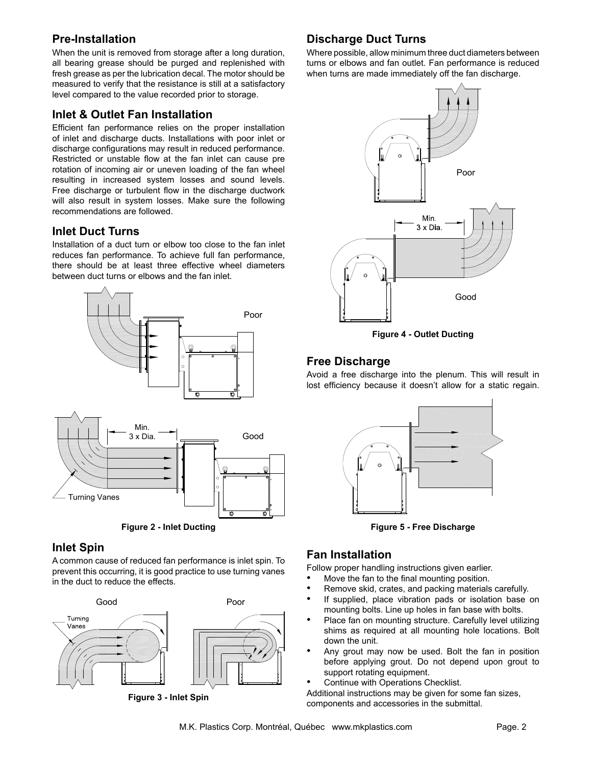## Pre-Installation

When the unit is removed from storage after a long duration, all bearing grease should be purged and replenished with fresh grease as per the lubrication decal. The motor should be measured to verify that the resistance is still at a satisfactory level compared to the value recorded prior to storage.

## Inlet & Outlet Fan Installation

Efficient fan performance relies on the proper installation of inlet and discharge ducts. Installations with poor inlet or discharge configurations may result in reduced performance. Restricted or unstable flow at the fan inlet can cause pre rotation of incoming air or uneven loading of the fan wheel resulting in increased system losses and sound levels. Free discharge or turbulent flow in the discharge ductwork will also result in system losses. Make sure the following recommendations are followed.

## Inlet Duct Turns

Installation of a duct turn or elbow too close to the fan inlet reduces fan performance. To achieve full fan performance, there should be at least three effective wheel diameters between duct turns or elbows and the fan inlet.

Poor

Min. 3 x Dia.

Good

Turning Vanes

**Figure 2 - Inlet Ducting**

## Inlet Spin

A common cause of reduced fan performance is inlet spin. To prevent this occurring, it is good practice to use turning vanes in the duct to reduce the effects.

Good

Turning Vanes

Poor

**Figure 3 - Inlet Spin**

## Discharge Duct Turns

Where possible, allow minimum three duct diameters between turns or elbows and fan outlet. Fan performance is reduced when turns are made immediately off the fan discharge.

Poor

Min. 3 x Dia.

Good

**Figure 4 - Outlet Ducting**

## Free Discharge

Avoid a free discharge into the plenum. This will result in lost efficiency because it doesn't allow for a static regain.

**Figure 5 - Free Discharge**

## Fan Installation

Follow proper handling instructions given earlier.

- Move the fan to the final mounting position.
- Remove skid, crates, and packing materials carefully.
- If supplied, place vibration pads or isolation base on mounting bolts. Line up holes in fan base with bolts.
- Place fan on mounting structure. Carefully level utilizing shims as required at all mounting hole locations. Bolt down the unit.
- Any grout may now be used. Bolt the fan in position before applying grout. Do not depend upon grout to support rotating equipment.
- Continue with Operations Checklist.

Additional instructions may be given for some fan sizes, components and accessories in the submittal.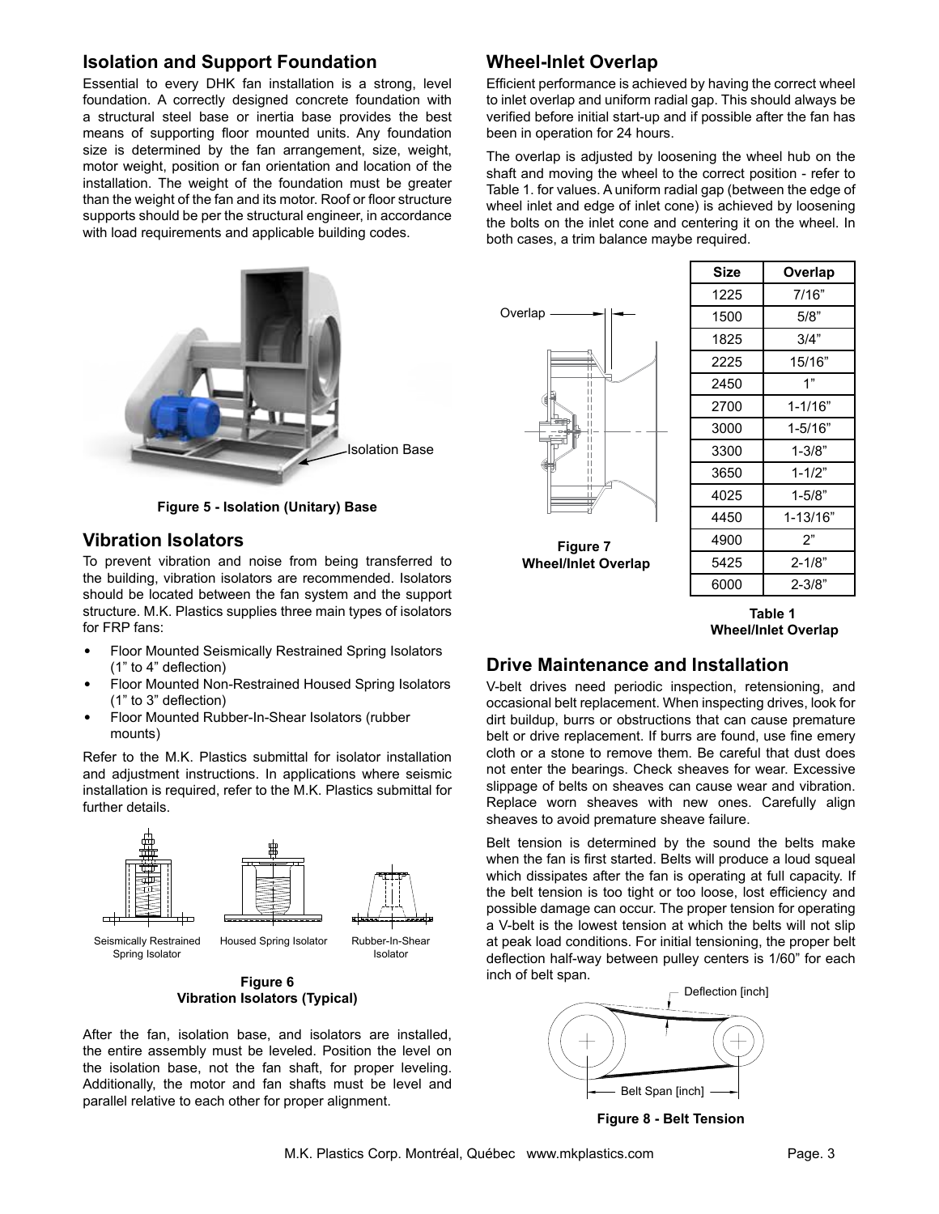## Isolation and Support Foundation

Essential to every DHK fan installation is a strong, level foundation. A correctly designed concrete foundation with a structural steel base or inertia base provides the best means of supporting floor mounted units. Any foundation size is determined by the fan arrangement, size, weight, motor weight, position or fan orientation and location of the installation. The weight of the foundation must be greater than the weight of the fan and its motor. Roof or floor structure supports should be per the structural engineer, in accordance with load requirements and applicable building codes.

Isolation Base

**Figure 5 - Isolation (Unitary) Base**

## Vibration Isolators

To prevent vibration and noise from being transferred to the building, vibration isolators are recommended. Isolators should be located between the fan system and the support structure. M.K. Plastics supplies three main types of isolators for FRP fans:

- Floor Mounted Seismically Restrained Spring Isolators (1" to 4" deflection)
- Floor Mounted Non-Restrained Housed Spring Isolators (1" to 3" deflection)
- Floor Mounted Rubber-In-Shear Isolators (rubber mounts)

Refer to the M.K. Plastics submittal for isolator installation and adjustment instructions. In applications where seismic installation is required, refer to the M.K. Plastics submittal for further details.

Seismically Restrained Spring Isolator — Housed Spring Isolator — Rubber-In-Shear Isolator

**Figure 6**
**Vibration Isolators (Typical)**

After the fan, isolation base, and isolators are installed, the entire assembly must be leveled. Position the level on the isolation base, not the fan shaft, for proper leveling. Additionally, the motor and fan shafts must be level and parallel relative to each other for proper alignment.

## Wheel-Inlet Overlap

Efficient performance is achieved by having the correct wheel to inlet overlap and uniform radial gap. This should always be verified before initial start-up and if possible after the fan has been in operation for 24 hours.

The overlap is adjusted by loosening the wheel hub on the shaft and moving the wheel to the correct position - refer to Table 1. for values. A uniform radial gap (between the edge of wheel inlet and edge of inlet cone) is achieved by loosening the bolts on the inlet cone and centering it on the wheel. In both cases, a trim balance maybe required.

Overlap

**Figure 7**
**Wheel/Inlet Overlap**

| Size | Overlap |
|---|---|
| 1225 | 7/16" |
| 1500 | 5/8" |
| 1825 | 3/4" |
| 2225 | 15/16" |
| 2450 | 1" |
| 2700 | 1-1/16" |
| 3000 | 1-5/16" |
| 3300 | 1-3/8" |
| 3650 | 1-1/2" |
| 4025 | 1-5/8" |
| 4450 | 1-13/16" |
| 4900 | 2" |
| 5425 | 2-1/8" |
| 6000 | 2-3/8" |

**Table 1**
**Wheel/Inlet Overlap**

## Drive Maintenance and Installation

V-belt drives need periodic inspection, retensioning, and occasional belt replacement. When inspecting drives, look for dirt buildup, burrs or obstructions that can cause premature belt or drive replacement. If burrs are found, use fine emery cloth or a stone to remove them. Be careful that dust does not enter the bearings. Check sheaves for wear. Excessive slippage of belts on sheaves can cause wear and vibration. Replace worn sheaves with new ones. Carefully align sheaves to avoid premature sheave failure.

Belt tension is determined by the sound the belts make when the fan is first started. Belts will produce a loud squeal which dissipates after the fan is operating at full capacity. If the belt tension is too tight or too loose, lost efficiency and possible damage can occur. The proper tension for operating a V-belt is the lowest tension at which the belts will not slip at peak load conditions. For initial tensioning, the proper belt deflection half-way between pulley centers is 1/60" for each inch of belt span.

Deflection [inch]

Belt Span [inch]

**Figure 8 - Belt Tension**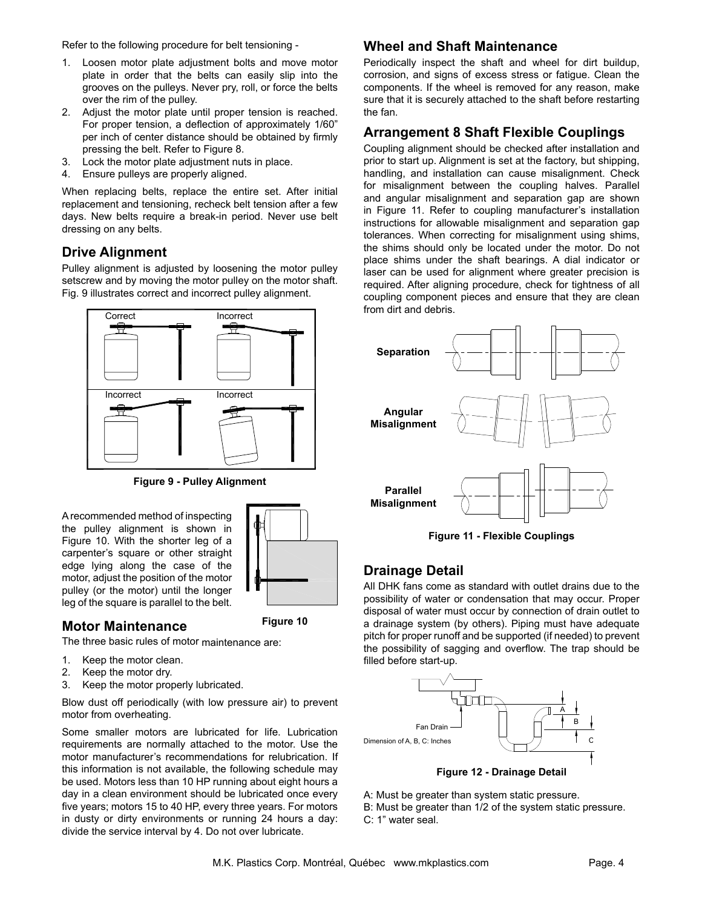Refer to the following procedure for belt tensioning -

1. Loosen motor plate adjustment bolts and move motor plate in order that the belts can easily slip into the grooves on the pulleys. Never pry, roll, or force the belts over the rim of the pulley.
2. Adjust the motor plate until proper tension is reached. For proper tension, a deflection of approximately 1/60" per inch of center distance should be obtained by firmly pressing the belt. Refer to Figure 8.
3. Lock the motor plate adjustment nuts in place.
4. Ensure pulleys are properly aligned.

When replacing belts, replace the entire set. After initial replacement and tensioning, recheck belt tension after a few days. New belts require a break-in period. Never use belt dressing on any belts.

## Drive Alignment

Pulley alignment is adjusted by loosening the motor pulley setscrew and by moving the motor pulley on the motor shaft. Fig. 9 illustrates correct and incorrect pulley alignment.

Correct | Incorrect | Incorrect | Incorrect

**Figure 9 - Pulley Alignment**

A recommended method of inspecting the pulley alignment is shown in Figure 10. With the shorter leg of a carpenter's square or other straight edge lying along the case of the motor, adjust the position of the motor pulley (or the motor) until the longer leg of the square is parallel to the belt.

**Figure 10**

## Motor Maintenance

The three basic rules of motor maintenance are:

1. Keep the motor clean.
2. Keep the motor dry.
3. Keep the motor properly lubricated.

Blow dust off periodically (with low pressure air) to prevent motor from overheating.

Some smaller motors are lubricated for life. Lubrication requirements are normally attached to the motor. Use the motor manufacturer's recommendations for relubrication. If this information is not available, the following schedule may be used. Motors less than 10 HP running about eight hours a day in a clean environment should be lubricated once every five years; motors 15 to 40 HP, every three years. For motors in dusty or dirty environments or running 24 hours a day: divide the service interval by 4. Do not over lubricate.

## Wheel and Shaft Maintenance

Periodically inspect the shaft and wheel for dirt buildup, corrosion, and signs of excess stress or fatigue. Clean the components. If the wheel is removed for any reason, make sure that it is securely attached to the shaft before restarting the fan.

## Arrangement 8 Shaft Flexible Couplings

Coupling alignment should be checked after installation and prior to start up. Alignment is set at the factory, but shipping, handling, and installation can cause misalignment. Check for misalignment between the coupling halves. Parallel and angular misalignment and separation gap are shown in Figure 11. Refer to coupling manufacturer's installation instructions for allowable misalignment and separation gap tolerances. When correcting for misalignment using shims, the shims should only be located under the motor. Do not place shims under the shaft bearings. A dial indicator or laser can be used for alignment where greater precision is required. After aligning procedure, check for tightness of all coupling component pieces and ensure that they are clean from dirt and debris.

**Separation**

**Angular Misalignment**

**Parallel Misalignment**

**Figure 11 - Flexible Couplings**

## Drainage Detail

All DHK fans come as standard with outlet drains due to the possibility of water or condensation that may occur. Proper disposal of water must occur by connection of drain outlet to a drainage system (by others). Piping must have adequate pitch for proper runoff and be supported (if needed) to prevent the possibility of sagging and overflow. The trap should be filled before start-up.

Fan Drain

Dimension of A, B, C: Inches

**Figure 12 - Drainage Detail**

A: Must be greater than system static pressure.
B: Must be greater than 1/2 of the system static pressure.
C: 1" water seal.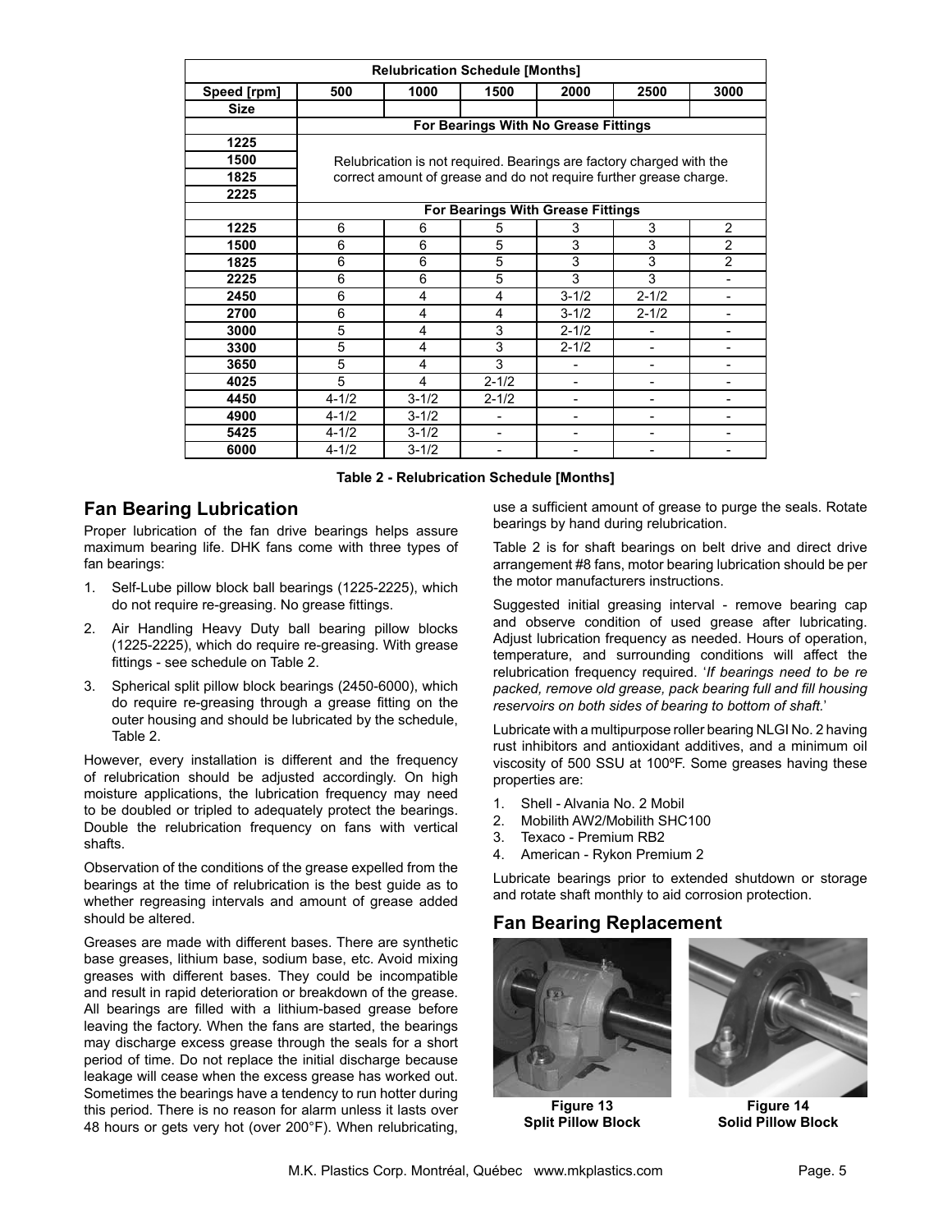| Relubrication Schedule [Months] | | | | | | |
|---|---|---|---|---|---|---|
| Speed [rpm] | 500 | 1000 | 1500 | 2000 | 2500 | 3000 |
| Size | | | | | | |
| | For Bearings With No Grease Fittings | | | | | |
| 1225 | Relubrication is not required. Bearings are factory charged with the correct amount of grease and do not require further grease charge. | | | | | |
| 1500 | | | | | | |
| 1825 | | | | | | |
| 2225 | | | | | | |
| | For Bearings With Grease Fittings | | | | | |
| 1225 | 6 | 6 | 5 | 3 | 3 | 2 |
| 1500 | 6 | 6 | 5 | 3 | 3 | 2 |
| 1825 | 6 | 6 | 5 | 3 | 3 | 2 |
| 2225 | 6 | 6 | 5 | 3 | 3 | - |
| 2450 | 6 | 4 | 4 | 3-1/2 | 2-1/2 | - |
| 2700 | 6 | 4 | 4 | 3-1/2 | 2-1/2 | - |
| 3000 | 5 | 4 | 3 | 2-1/2 | - | - |
| 3300 | 5 | 4 | 3 | 2-1/2 | - | - |
| 3650 | 5 | 4 | 3 | - | - | - |
| 4025 | 5 | 4 | 2-1/2 | - | - | - |
| 4450 | 4-1/2 | 3-1/2 | 2-1/2 | - | - | - |
| 4900 | 4-1/2 | 3-1/2 | - | - | - | - |
| 5425 | 4-1/2 | 3-1/2 | - | - | - | - |
| 6000 | 4-1/2 | 3-1/2 | - | - | - | - |

**Table 2 - Relubrication Schedule [Months]**

## Fan Bearing Lubrication

Proper lubrication of the fan drive bearings helps assure maximum bearing life. DHK fans come with three types of fan bearings:

1. Self-Lube pillow block ball bearings (1225-2225), which do not require re-greasing. No grease fittings.
2. Air Handling Heavy Duty ball bearing pillow blocks (1225-2225), which do require re-greasing. With grease fittings - see schedule on Table 2.
3. Spherical split pillow block bearings (2450-6000), which do require re-greasing through a grease fitting on the outer housing and should be lubricated by the schedule, Table 2.

However, every installation is different and the frequency of relubrication should be adjusted accordingly. On high moisture applications, the lubrication frequency may need to be doubled or tripled to adequately protect the bearings. Double the relubrication frequency on fans with vertical shafts.

Observation of the conditions of the grease expelled from the bearings at the time of relubrication is the best guide as to whether regreasing intervals and amount of grease added should be altered.

Greases are made with different bases. There are synthetic base greases, lithium base, sodium base, etc. Avoid mixing greases with different bases. They could be incompatible and result in rapid deterioration or breakdown of the grease. All bearings are filled with a lithium-based grease before leaving the factory. When the fans are started, the bearings may discharge excess grease through the seals for a short period of time. Do not replace the initial discharge because leakage will cease when the excess grease has worked out. Sometimes the bearings have a tendency to run hotter during this period. There is no reason for alarm unless it lasts over 48 hours or gets very hot (over 200°F). When relubricating, use a sufficient amount of grease to purge the seals. Rotate bearings by hand during relubrication.

Table 2 is for shaft bearings on belt drive and direct drive arrangement #8 fans, motor bearing lubrication should be per the motor manufacturers instructions.

Suggested initial greasing interval - remove bearing cap and observe condition of used grease after lubricating. Adjust lubrication frequency as needed. Hours of operation, temperature, and surrounding conditions will affect the relubrication frequency required. '*If bearings need to be re packed, remove old grease, pack bearing full and fill housing reservoirs on both sides of bearing to bottom of shaft.*'

Lubricate with a multipurpose roller bearing NLGI No. 2 having rust inhibitors and antioxidant additives, and a minimum oil viscosity of 500 SSU at 100ºF. Some greases having these properties are:

1. Shell - Alvania No. 2 Mobil
2. Mobilith AW2/Mobilith SHC100
3. Texaco - Premium RB2
4. American - Rykon Premium 2

Lubricate bearings prior to extended shutdown or storage and rotate shaft monthly to aid corrosion protection.

## Fan Bearing Replacement

**Figure 13**
**Split Pillow Block**

**Figure 14**
**Solid Pillow Block**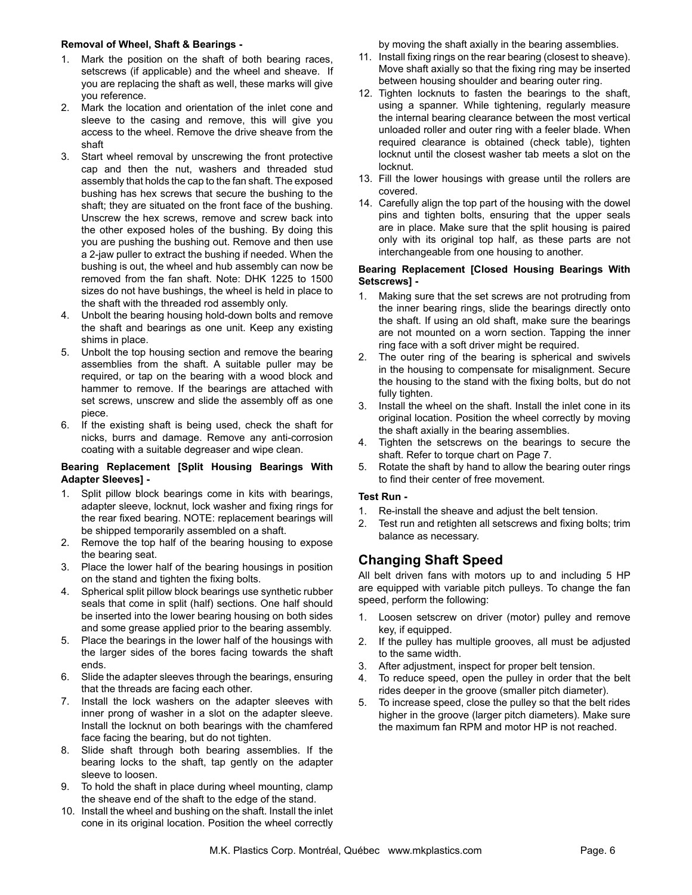**Removal of Wheel, Shaft & Bearings -**

1. Mark the position on the shaft of both bearing races, setscrews (if applicable) and the wheel and sheave. If you are replacing the shaft as well, these marks will give you reference.
2. Mark the location and orientation of the inlet cone and sleeve to the casing and remove, this will give you access to the wheel. Remove the drive sheave from the shaft
3. Start wheel removal by unscrewing the front protective cap and then the nut, washers and threaded stud assembly that holds the cap to the fan shaft. The exposed bushing has hex screws that secure the bushing to the shaft; they are situated on the front face of the bushing. Unscrew the hex screws, remove and screw back into the other exposed holes of the bushing. By doing this you are pushing the bushing out. Remove and then use a 2-jaw puller to extract the bushing if needed. When the bushing is out, the wheel and hub assembly can now be removed from the fan shaft. Note: DHK 1225 to 1500 sizes do not have bushings, the wheel is held in place to the shaft with the threaded rod assembly only.
4. Unbolt the bearing housing hold-down bolts and remove the shaft and bearings as one unit. Keep any existing shims in place.
5. Unbolt the top housing section and remove the bearing assemblies from the shaft. A suitable puller may be required, or tap on the bearing with a wood block and hammer to remove. If the bearings are attached with set screws, unscrew and slide the assembly off as one piece.
6. If the existing shaft is being used, check the shaft for nicks, burrs and damage. Remove any anti-corrosion coating with a suitable degreaser and wipe clean.

**Bearing Replacement [Split Housing Bearings With Adapter Sleeves] -**

1. Split pillow block bearings come in kits with bearings, adapter sleeve, locknut, lock washer and fixing rings for the rear fixed bearing. NOTE: replacement bearings will be shipped temporarily assembled on a shaft.
2. Remove the top half of the bearing housing to expose the bearing seat.
3. Place the lower half of the bearing housings in position on the stand and tighten the fixing bolts.
4. Spherical split pillow block bearings use synthetic rubber seals that come in split (half) sections. One half should be inserted into the lower bearing housing on both sides and some grease applied prior to the bearing assembly.
5. Place the bearings in the lower half of the housings with the larger sides of the bores facing towards the shaft ends.
6. Slide the adapter sleeves through the bearings, ensuring that the threads are facing each other.
7. Install the lock washers on the adapter sleeves with inner prong of washer in a slot on the adapter sleeve. Install the locknut on both bearings with the chamfered face facing the bearing, but do not tighten.
8. Slide shaft through both bearing assemblies. If the bearing locks to the shaft, tap gently on the adapter sleeve to loosen.
9. To hold the shaft in place during wheel mounting, clamp the sheave end of the shaft to the edge of the stand.
10. Install the wheel and bushing on the shaft. Install the inlet cone in its original location. Position the wheel correctly by moving the shaft axially in the bearing assemblies.
11. Install fixing rings on the rear bearing (closest to sheave). Move shaft axially so that the fixing ring may be inserted between housing shoulder and bearing outer ring.
12. Tighten locknuts to fasten the bearings to the shaft, using a spanner. While tightening, regularly measure the internal bearing clearance between the most vertical unloaded roller and outer ring with a feeler blade. When required clearance is obtained (check table), tighten locknut until the closest washer tab meets a slot on the locknut.
13. Fill the lower housings with grease until the rollers are covered.
14. Carefully align the top part of the housing with the dowel pins and tighten bolts, ensuring that the upper seals are in place. Make sure that the split housing is paired only with its original top half, as these parts are not interchangeable from one housing to another.

**Bearing Replacement [Closed Housing Bearings With Setscrews] -**

1. Making sure that the set screws are not protruding from the inner bearing rings, slide the bearings directly onto the shaft. If using an old shaft, make sure the bearings are not mounted on a worn section. Tapping the inner ring face with a soft driver might be required.
2. The outer ring of the bearing is spherical and swivels in the housing to compensate for misalignment. Secure the housing to the stand with the fixing bolts, but do not fully tighten.
3. Install the wheel on the shaft. Install the inlet cone in its original location. Position the wheel correctly by moving the shaft axially in the bearing assemblies.
4. Tighten the setscrews on the bearings to secure the shaft. Refer to torque chart on Page 7.
5. Rotate the shaft by hand to allow the bearing outer rings to find their center of free movement.

**Test Run -**

1. Re-install the sheave and adjust the belt tension.
2. Test run and retighten all setscrews and fixing bolts; trim balance as necessary.

## Changing Shaft Speed

All belt driven fans with motors up to and including 5 HP are equipped with variable pitch pulleys. To change the fan speed, perform the following:

1. Loosen setscrew on driver (motor) pulley and remove key, if equipped.
2. If the pulley has multiple grooves, all must be adjusted to the same width.
3. After adjustment, inspect for proper belt tension.
4. To reduce speed, open the pulley in order that the belt rides deeper in the groove (smaller pitch diameter).
5. To increase speed, close the pulley so that the belt rides higher in the groove (larger pitch diameters). Make sure the maximum fan RPM and motor HP is not reached.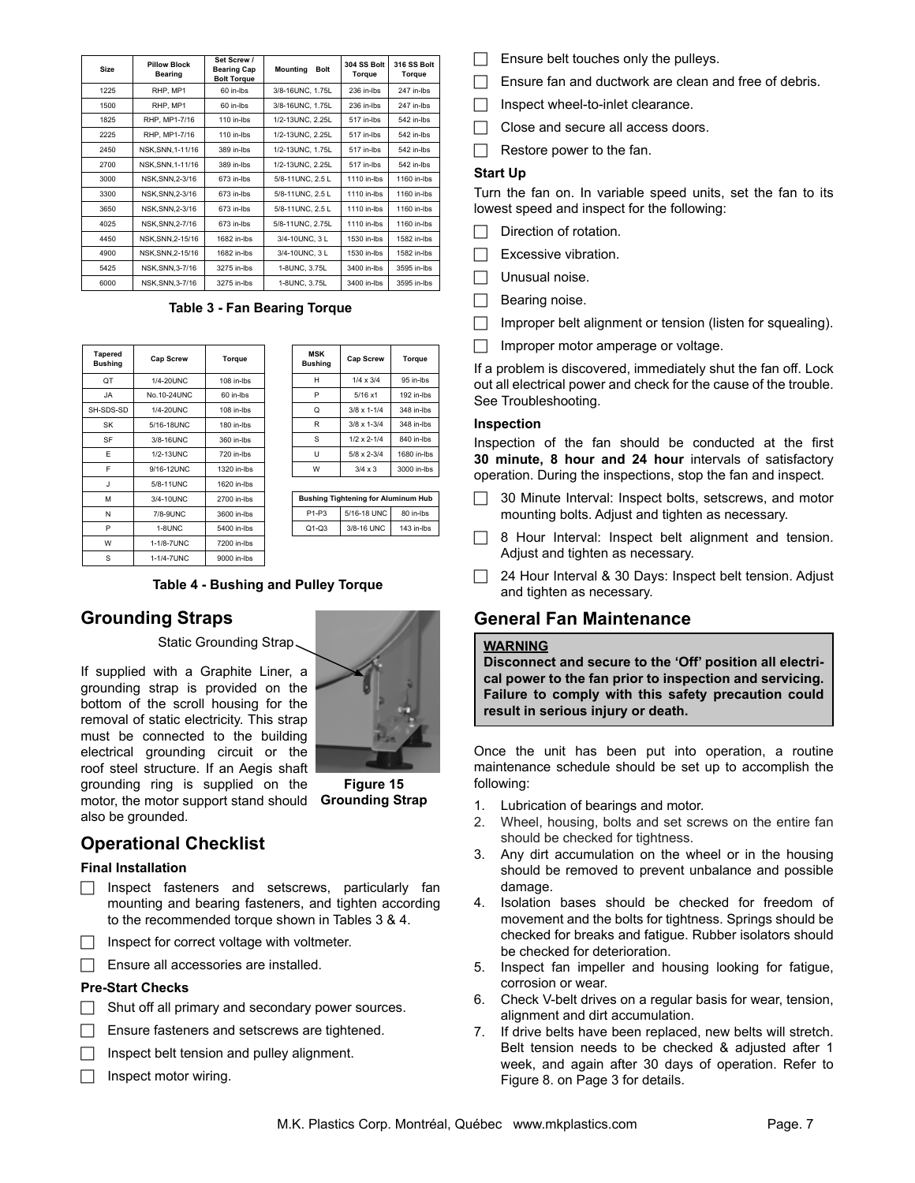| Size | Pillow Block Bearing | Set Screw / Bearing Cap Bolt Torque | Mounting Bolt | 304 SS Bolt Torque | 316 SS Bolt Torque |
|---|---|---|---|---|---|
| 1225 | RHP, MP1 | 60 in-lbs | 3/8-16UNC, 1.75L | 236 in-lbs | 247 in-lbs |
| 1500 | RHP, MP1 | 60 in-lbs | 3/8-16UNC, 1.75L | 236 in-lbs | 247 in-lbs |
| 1825 | RHP, MP1-7/16 | 110 in-lbs | 1/2-13UNC, 2.25L | 517 in-lbs | 542 in-lbs |
| 2225 | RHP, MP1-7/16 | 110 in-lbs | 1/2-13UNC, 2.25L | 517 in-lbs | 542 in-lbs |
| 2450 | NSK,SNN,1-11/16 | 389 in-lbs | 1/2-13UNC, 1.75L | 517 in-lbs | 542 in-lbs |
| 2700 | NSK,SNN,1-11/16 | 389 in-lbs | 1/2-13UNC, 2.25L | 517 in-lbs | 542 in-lbs |
| 3000 | NSK,SNN,2-3/16 | 673 in-lbs | 5/8-11UNC, 2.5 L | 1110 in-lbs | 1160 in-lbs |
| 3300 | NSK,SNN,2-3/16 | 673 in-lbs | 5/8-11UNC, 2.5 L | 1110 in-lbs | 1160 in-lbs |
| 3650 | NSK,SNN,2-3/16 | 673 in-lbs | 5/8-11UNC, 2.5 L | 1110 in-lbs | 1160 in-lbs |
| 4025 | NSK,SNN,2-7/16 | 673 in-lbs | 5/8-11UNC, 2.75L | 1110 in-lbs | 1160 in-lbs |
| 4450 | NSK,SNN,2-15/16 | 1682 in-lbs | 3/4-10UNC, 3 L | 1530 in-lbs | 1582 in-lbs |
| 4900 | NSK,SNN,2-15/16 | 1682 in-lbs | 3/4-10UNC, 3 L | 1530 in-lbs | 1582 in-lbs |
| 5425 | NSK,SNN,3-7/16 | 3275 in-lbs | 1-8UNC, 3.75L | 3400 in-lbs | 3595 in-lbs |
| 6000 | NSK,SNN,3-7/16 | 3275 in-lbs | 1-8UNC, 3.75L | 3400 in-lbs | 3595 in-lbs |

**Table 3 - Fan Bearing Torque**

| Tapered Bushing | Cap Screw | Torque |
|---|---|---|
| QT | 1/4-20UNC | 108 in-lbs |
| JA | No.10-24UNC | 60 in-lbs |
| SH-SDS-SD | 1/4-20UNC | 108 in-lbs |
| SK | 5/16-18UNC | 180 in-lbs |
| SF | 3/8-16UNC | 360 in-lbs |
| E | 1/2-13UNC | 720 in-lbs |
| F | 9/16-12UNC | 1320 in-lbs |
| J | 5/8-11UNC | 1620 in-lbs |
| M | 3/4-10UNC | 2700 in-lbs |
| N | 7/8-9UNC | 3600 in-lbs |
| P | 1-8UNC | 5400 in-lbs |
| W | 1-1/8-7UNC | 7200 in-lbs |
| S | 1-1/4-7UNC | 9000 in-lbs |

| MSK Bushing | Cap Screw | Torque |
|---|---|---|
| H | 1/4 x 3/4 | 95 in-lbs |
| P | 5/16 x1 | 192 in-lbs |
| Q | 3/8 x 1-1/4 | 348 in-lbs |
| R | 3/8 x 1-3/4 | 348 in-lbs |
| S | 1/2 x 2-1/4 | 840 in-lbs |
| U | 5/8 x 2-3/4 | 1680 in-lbs |
| W | 3/4 x 3 | 3000 in-lbs |

| Bushing Tightening for Aluminum Hub | | |
|---|---|---|
| P1-P3 | 5/16-18 UNC | 80 in-lbs |
| Q1-Q3 | 3/8-16 UNC | 143 in-lbs |

**Table 4 - Bushing and Pulley Torque**

## Grounding Straps

Static Grounding Strap

If supplied with a Graphite Liner, a grounding strap is provided on the bottom of the scroll housing for the removal of static electricity. This strap must be connected to the building electrical grounding circuit or the roof steel structure. If an Aegis shaft grounding ring is supplied on the motor, the motor support stand should also be grounded.

**Figure 15**
**Grounding Strap**

## Operational Checklist

### Final Installation

- ☐ Inspect fasteners and setscrews, particularly fan mounting and bearing fasteners, and tighten according to the recommended torque shown in Tables 3 & 4.
- ☐ Inspect for correct voltage with voltmeter.
- ☐ Ensure all accessories are installed.

### Pre-Start Checks

- ☐ Shut off all primary and secondary power sources.
- ☐ Ensure fasteners and setscrews are tightened.
- ☐ Inspect belt tension and pulley alignment.
- ☐ Inspect motor wiring.
- ☐ Ensure belt touches only the pulleys.
- ☐ Ensure fan and ductwork are clean and free of debris.
- ☐ Inspect wheel-to-inlet clearance.
- ☐ Close and secure all access doors.
- ☐ Restore power to the fan.

### Start Up

Turn the fan on. In variable speed units, set the fan to its lowest speed and inspect for the following:

- ☐ Direction of rotation.
- ☐ Excessive vibration.
- ☐ Unusual noise.
- ☐ Bearing noise.
- ☐ Improper belt alignment or tension (listen for squealing).
- ☐ Improper motor amperage or voltage.

If a problem is discovered, immediately shut the fan off. Lock out all electrical power and check for the cause of the trouble. See Troubleshooting.

### Inspection

Inspection of the fan should be conducted at the first **30 minute, 8 hour and 24 hour** intervals of satisfactory operation. During the inspections, stop the fan and inspect.

- ☐ 30 Minute Interval: Inspect bolts, setscrews, and motor mounting bolts. Adjust and tighten as necessary.
- ☐ 8 Hour Interval: Inspect belt alignment and tension. Adjust and tighten as necessary.
- ☐ 24 Hour Interval & 30 Days: Inspect belt tension. Adjust and tighten as necessary.

## General Fan Maintenance

**WARNING**
**Disconnect and secure to the 'Off' position all electrical power to the fan prior to inspection and servicing. Failure to comply with this safety precaution could result in serious injury or death.**

Once the unit has been put into operation, a routine maintenance schedule should be set up to accomplish the following:

1. Lubrication of bearings and motor.
2. Wheel, housing, bolts and set screws on the entire fan should be checked for tightness.
3. Any dirt accumulation on the wheel or in the housing should be removed to prevent unbalance and possible damage.
4. Isolation bases should be checked for freedom of movement and the bolts for tightness. Springs should be checked for breaks and fatigue. Rubber isolators should be checked for deterioration.
5. Inspect fan impeller and housing looking for fatigue, corrosion or wear.
6. Check V-belt drives on a regular basis for wear, tension, alignment and dirt accumulation.
7. If drive belts have been replaced, new belts will stretch. Belt tension needs to be checked & adjusted after 1 week, and again after 30 days of operation. Refer to Figure 8. on Page 3 for details.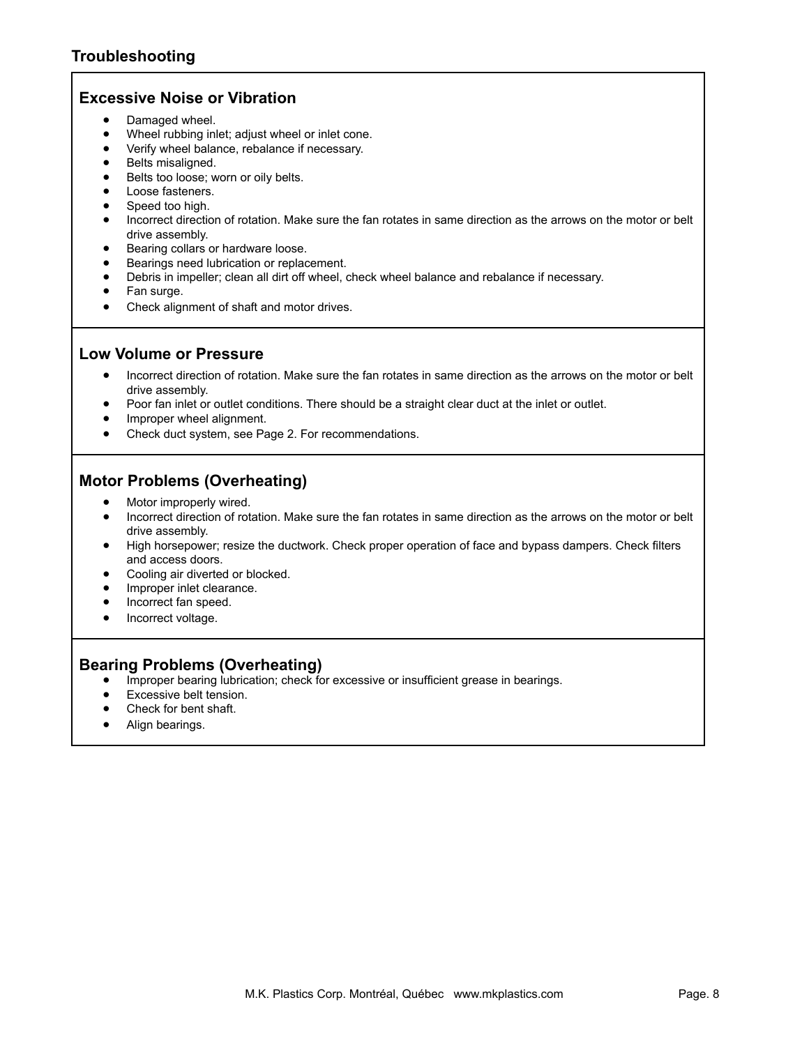## Troubleshooting

### Excessive Noise or Vibration

- Damaged wheel.
- Wheel rubbing inlet; adjust wheel or inlet cone.
- Verify wheel balance, rebalance if necessary.
- Belts misaligned.
- Belts too loose; worn or oily belts.
- Loose fasteners.
- Speed too high.
- Incorrect direction of rotation. Make sure the fan rotates in same direction as the arrows on the motor or belt drive assembly.
- Bearing collars or hardware loose.
- Bearings need lubrication or replacement.
- Debris in impeller; clean all dirt off wheel, check wheel balance and rebalance if necessary.
- Fan surge.
- Check alignment of shaft and motor drives.

### Low Volume or Pressure

- Incorrect direction of rotation. Make sure the fan rotates in same direction as the arrows on the motor or belt drive assembly.
- Poor fan inlet or outlet conditions. There should be a straight clear duct at the inlet or outlet.
- Improper wheel alignment.
- Check duct system, see Page 2. For recommendations.

### Motor Problems (Overheating)

- Motor improperly wired.
- Incorrect direction of rotation. Make sure the fan rotates in same direction as the arrows on the motor or belt drive assembly.
- High horsepower; resize the ductwork. Check proper operation of face and bypass dampers. Check filters and access doors.
- Cooling air diverted or blocked.
- Improper inlet clearance.
- Incorrect fan speed.
- Incorrect voltage.

### Bearing Problems (Overheating)

- Improper bearing lubrication; check for excessive or insufficient grease in bearings.
- Excessive belt tension.
- Check for bent shaft.
- Align bearings.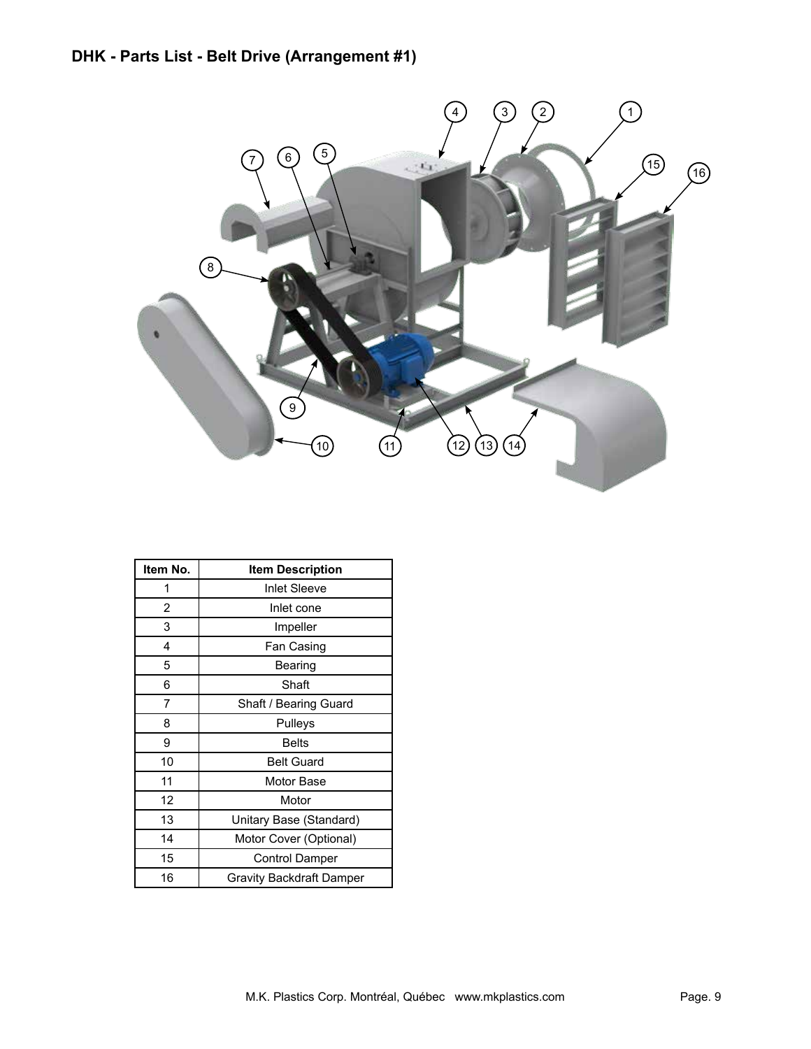# DHK - Parts List - Belt Drive (Arrangement #1)

| Item No. | Item Description |
| --- | --- |
| 1 | Inlet Sleeve |
| 2 | Inlet cone |
| 3 | Impeller |
| 4 | Fan Casing |
| 5 | Bearing |
| 6 | Shaft |
| 7 | Shaft / Bearing Guard |
| 8 | Pulleys |
| 9 | Belts |
| 10 | Belt Guard |
| 11 | Motor Base |
| 12 | Motor |
| 13 | Unitary Base (Standard) |
| 14 | Motor Cover (Optional) |
| 15 | Control Damper |
| 16 | Gravity Backdraft Damper |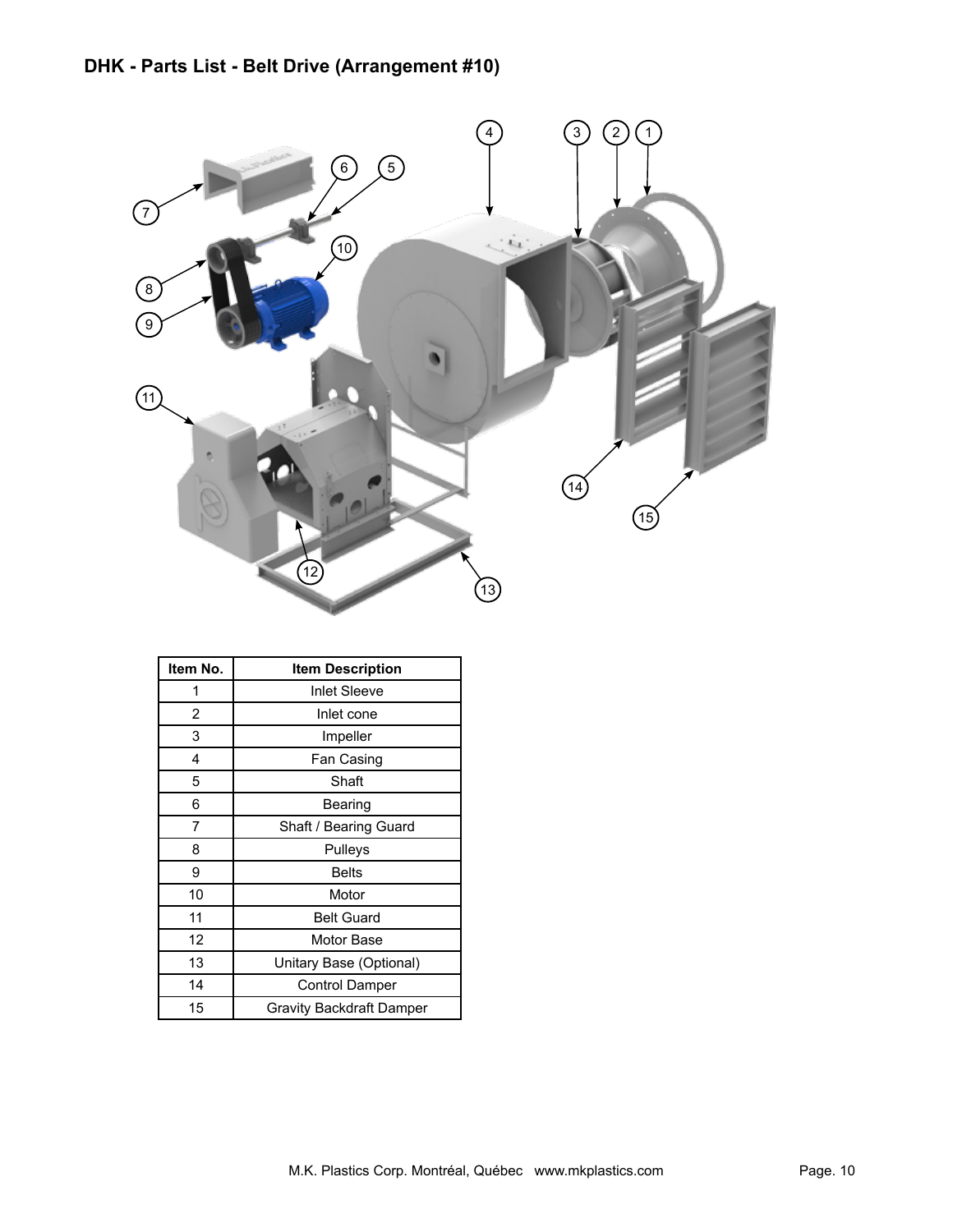## DHK - Parts List - Belt Drive (Arrangement #10)

| Item No. | Item Description |
| --- | --- |
| 1 | Inlet Sleeve |
| 2 | Inlet cone |
| 3 | Impeller |
| 4 | Fan Casing |
| 5 | Shaft |
| 6 | Bearing |
| 7 | Shaft / Bearing Guard |
| 8 | Pulleys |
| 9 | Belts |
| 10 | Motor |
| 11 | Belt Guard |
| 12 | Motor Base |
| 13 | Unitary Base (Optional) |
| 14 | Control Damper |
| 15 | Gravity Backdraft Damper |

M.K. Plastics Corp. Montréal, Québec www.mkplastics.com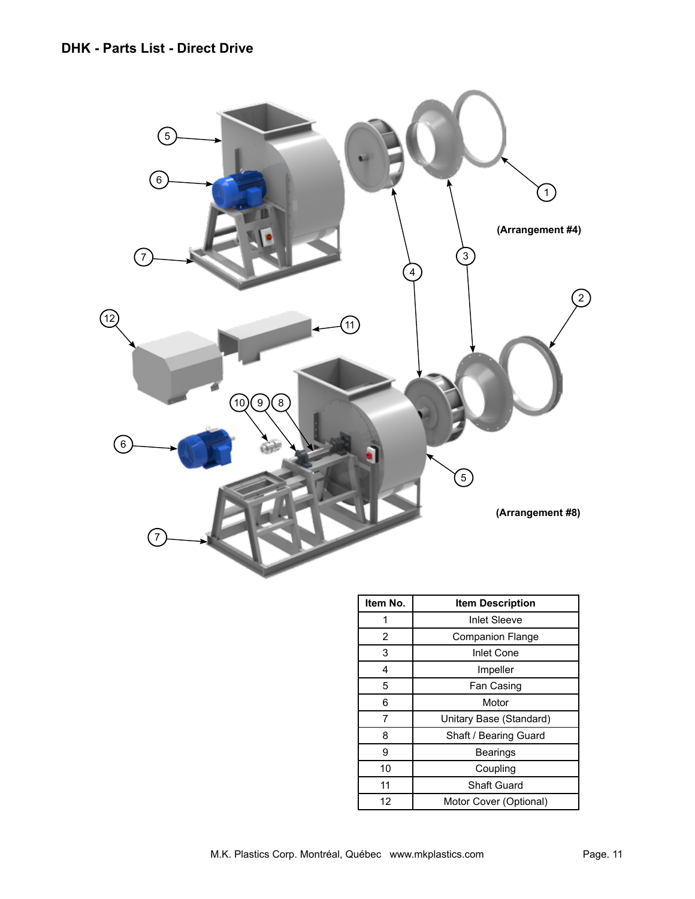## DHK - Parts List - Direct Drive

**(Arrangement #4)**

**(Arrangement #8)**

| Item No. | Item Description |
| --- | --- |
| 1 | Inlet Sleeve |
| 2 | Companion Flange |
| 3 | Inlet Cone |
| 4 | Impeller |
| 5 | Fan Casing |
| 6 | Motor |
| 7 | Unitary Base (Standard) |
| 8 | Shaft / Bearing Guard |
| 9 | Bearings |
| 10 | Coupling |
| 11 | Shaft Guard |
| 12 | Motor Cover (Optional) |

M.K. Plastics Corp. Montréal, Québec   www.mkplastics.com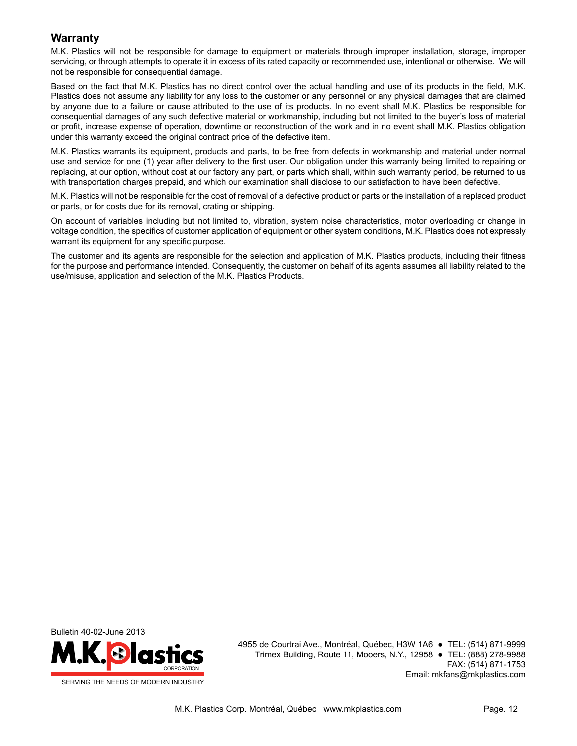## Warranty

M.K. Plastics will not be responsible for damage to equipment or materials through improper installation, storage, improper servicing, or through attempts to operate it in excess of its rated capacity or recommended use, intentional or otherwise. We will not be responsible for consequential damage.

Based on the fact that M.K. Plastics has no direct control over the actual handling and use of its products in the field, M.K. Plastics does not assume any liability for any loss to the customer or any personnel or any physical damages that are claimed by anyone due to a failure or cause attributed to the use of its products. In no event shall M.K. Plastics be responsible for consequential damages of any such defective material or workmanship, including but not limited to the buyer's loss of material or profit, increase expense of operation, downtime or reconstruction of the work and in no event shall M.K. Plastics obligation under this warranty exceed the original contract price of the defective item.

M.K. Plastics warrants its equipment, products and parts, to be free from defects in workmanship and material under normal use and service for one (1) year after delivery to the first user. Our obligation under this warranty being limited to repairing or replacing, at our option, without cost at our factory any part, or parts which shall, within such warranty period, be returned to us with transportation charges prepaid, and which our examination shall disclose to our satisfaction to have been defective.

M.K. Plastics will not be responsible for the cost of removal of a defective product or parts or the installation of a replaced product or parts, or for costs due for its removal, crating or shipping.

On account of variables including but not limited to, vibration, system noise characteristics, motor overloading or change in voltage condition, the specifics of customer application of equipment or other system conditions, M.K. Plastics does not expressly warrant its equipment for any specific purpose.

The customer and its agents are responsible for the selection and application of M.K. Plastics products, including their fitness for the purpose and performance intended. Consequently, the customer on behalf of its agents assumes all liability related to the use/misuse, application and selection of the M.K. Plastics Products.

Bulletin 40-02-June 2013

M.K. Plastics CORPORATION

SERVING THE NEEDS OF MODERN INDUSTRY

4955 de Courtrai Ave., Montréal, Québec, H3W 1A6 ● TEL: (514) 871-9999
Trimex Building, Route 11, Mooers, N.Y., 12958 ● TEL: (888) 278-9988
FAX: (514) 871-1753
Email: mkfans@mkplastics.com

M.K. Plastics Corp. Montréal, Québec www.mkplastics.com